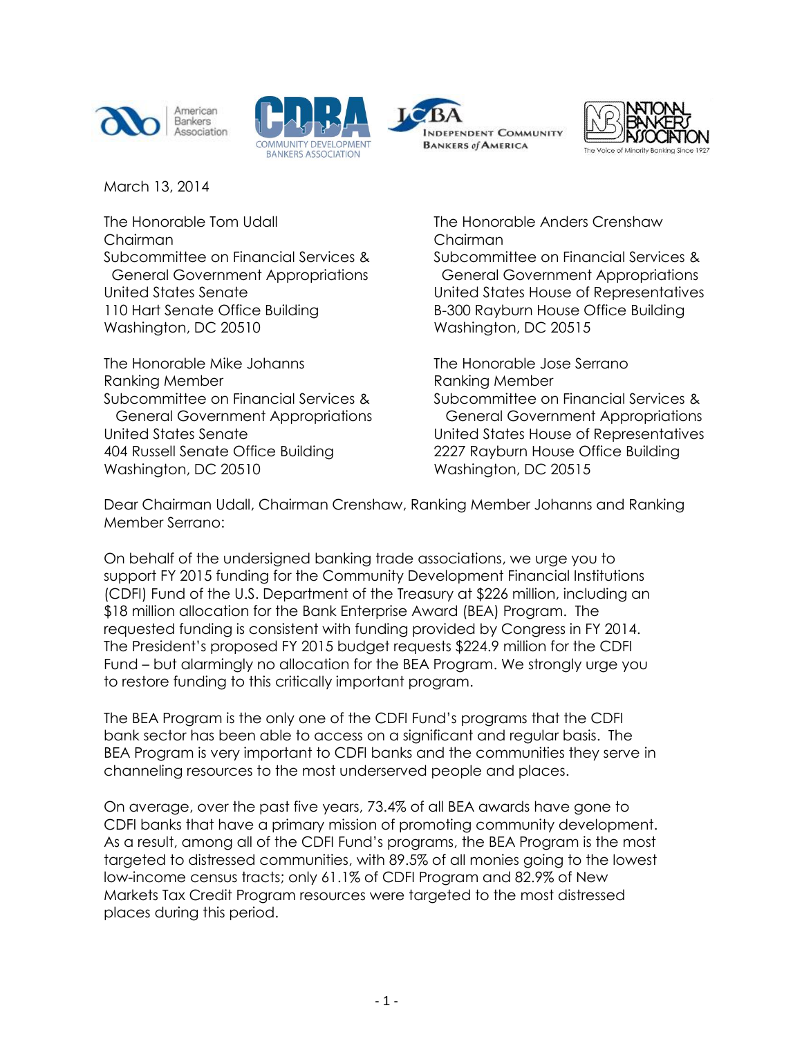March 13, 2014

The Honorable Tom Udall
Chairman
Subcommittee on Financial Services & General Government Appropriations
United States Senate
110 Hart Senate Office Building
Washington, DC 20510

The Honorable Anders Crenshaw
Chairman
Subcommittee on Financial Services & General Government Appropriations
United States House of Representatives
B-300 Rayburn House Office Building
Washington, DC 20515

The Honorable Mike Johanns
Ranking Member
Subcommittee on Financial Services & General Government Appropriations
United States Senate
404 Russell Senate Office Building
Washington, DC 20510

The Honorable Jose Serrano
Ranking Member
Subcommittee on Financial Services & General Government Appropriations
United States House of Representatives
2227 Rayburn House Office Building
Washington, DC 20515

Dear Chairman Udall, Chairman Crenshaw, Ranking Member Johanns and Ranking Member Serrano:

On behalf of the undersigned banking trade associations, we urge you to support FY 2015 funding for the Community Development Financial Institutions (CDFI) Fund of the U.S. Department of the Treasury at $226 million, including an $18 million allocation for the Bank Enterprise Award (BEA) Program. The requested funding is consistent with funding provided by Congress in FY 2014. The President's proposed FY 2015 budget requests $224.9 million for the CDFI Fund – but alarmingly no allocation for the BEA Program. We strongly urge you to restore funding to this critically important program.

The BEA Program is the only one of the CDFI Fund's programs that the CDFI bank sector has been able to access on a significant and regular basis. The BEA Program is very important to CDFI banks and the communities they serve in channeling resources to the most underserved people and places.

On average, over the past five years, 73.4% of all BEA awards have gone to CDFI banks that have a primary mission of promoting community development. As a result, among all of the CDFI Fund's programs, the BEA Program is the most targeted to distressed communities, with 89.5% of all monies going to the lowest low-income census tracts; only 61.1% of CDFI Program and 82.9% of New Markets Tax Credit Program resources were targeted to the most distressed places during this period.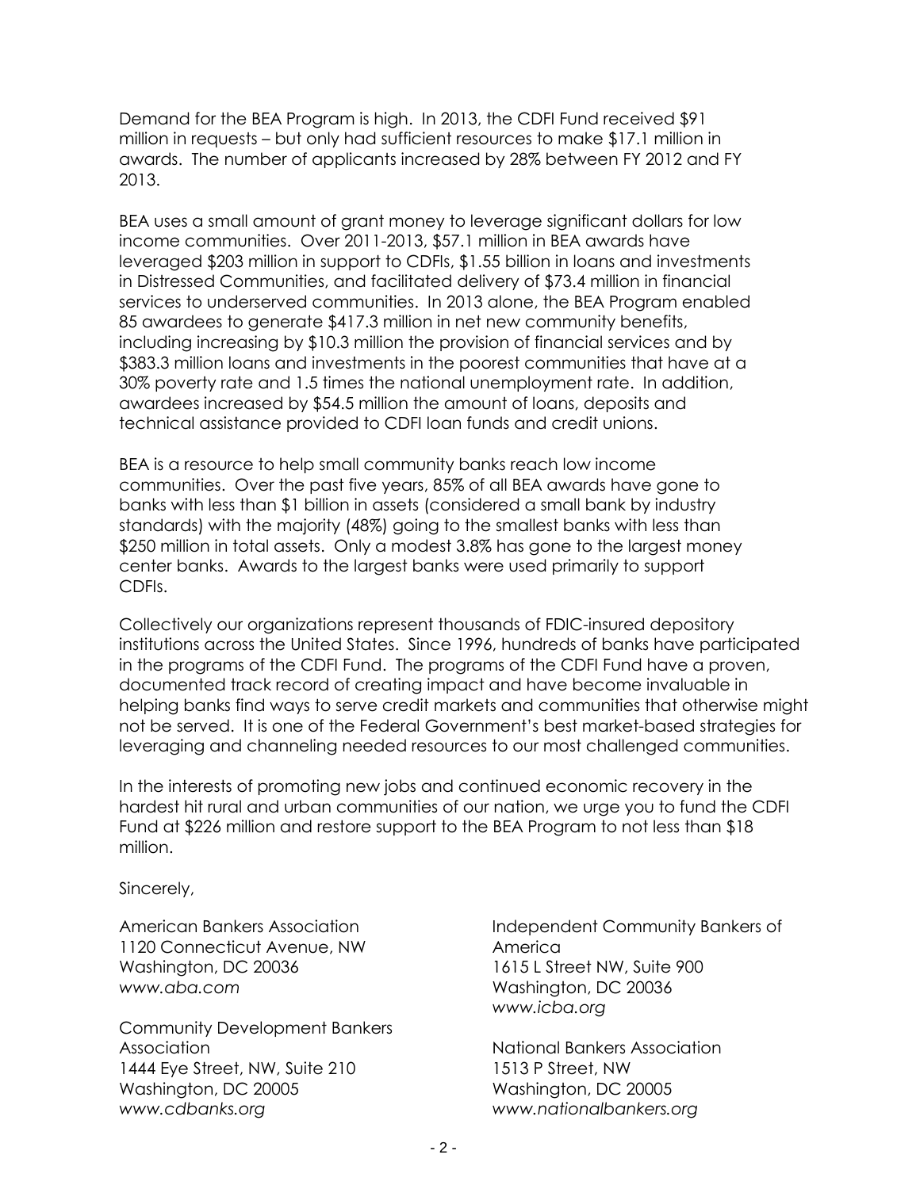Demand for the BEA Program is high. In 2013, the CDFI Fund received $91 million in requests – but only had sufficient resources to make $17.1 million in awards. The number of applicants increased by 28% between FY 2012 and FY 2013.

BEA uses a small amount of grant money to leverage significant dollars for low income communities. Over 2011-2013, $57.1 million in BEA awards have leveraged $203 million in support to CDFIs, $1.55 billion in loans and investments in Distressed Communities, and facilitated delivery of $73.4 million in financial services to underserved communities. In 2013 alone, the BEA Program enabled 85 awardees to generate $417.3 million in net new community benefits, including increasing by $10.3 million the provision of financial services and by $383.3 million loans and investments in the poorest communities that have at a 30% poverty rate and 1.5 times the national unemployment rate. In addition, awardees increased by $54.5 million the amount of loans, deposits and technical assistance provided to CDFI loan funds and credit unions.

BEA is a resource to help small community banks reach low income communities. Over the past five years, 85% of all BEA awards have gone to banks with less than $1 billion in assets (considered a small bank by industry standards) with the majority (48%) going to the smallest banks with less than $250 million in total assets. Only a modest 3.8% has gone to the largest money center banks. Awards to the largest banks were used primarily to support CDFIs.

Collectively our organizations represent thousands of FDIC-insured depository institutions across the United States. Since 1996, hundreds of banks have participated in the programs of the CDFI Fund. The programs of the CDFI Fund have a proven, documented track record of creating impact and have become invaluable in helping banks find ways to serve credit markets and communities that otherwise might not be served. It is one of the Federal Government's best market-based strategies for leveraging and channeling needed resources to our most challenged communities.

In the interests of promoting new jobs and continued economic recovery in the hardest hit rural and urban communities of our nation, we urge you to fund the CDFI Fund at $226 million and restore support to the BEA Program to not less than $18 million.

Sincerely,

American Bankers Association
1120 Connecticut Avenue, NW
Washington, DC 20036
*www.aba.com*

Community Development Bankers Association
1444 Eye Street, NW, Suite 210
Washington, DC 20005
*www.cdbanks.org*

Independent Community Bankers of America
1615 L Street NW, Suite 900
Washington, DC 20036
*www.icba.org*

National Bankers Association
1513 P Street, NW
Washington, DC 20005
*www.nationalbankers.org*